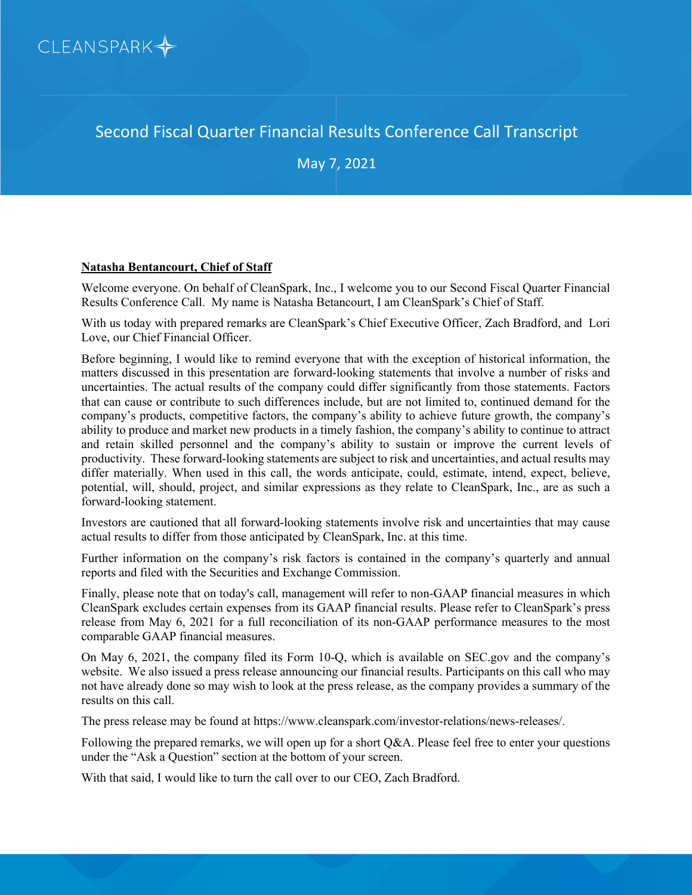CLEANSPARK

# Second Fiscal Quarter Financial Results Conference Call Transcript

May 7, 2021

**Natasha Bentancourt, Chief of Staff**

Welcome everyone. On behalf of CleanSpark, Inc., I welcome you to our Second Fiscal Quarter Financial Results Conference Call. My name is Natasha Betancourt, I am CleanSpark's Chief of Staff.

With us today with prepared remarks are CleanSpark's Chief Executive Officer, Zach Bradford, and Lori Love, our Chief Financial Officer.

Before beginning, I would like to remind everyone that with the exception of historical information, the matters discussed in this presentation are forward-looking statements that involve a number of risks and uncertainties. The actual results of the company could differ significantly from those statements. Factors that can cause or contribute to such differences include, but are not limited to, continued demand for the company's products, competitive factors, the company's ability to achieve future growth, the company's ability to produce and market new products in a timely fashion, the company's ability to continue to attract and retain skilled personnel and the company's ability to sustain or improve the current levels of productivity. These forward-looking statements are subject to risk and uncertainties, and actual results may differ materially. When used in this call, the words anticipate, could, estimate, intend, expect, believe, potential, will, should, project, and similar expressions as they relate to CleanSpark, Inc., are as such a forward-looking statement.

Investors are cautioned that all forward-looking statements involve risk and uncertainties that may cause actual results to differ from those anticipated by CleanSpark, Inc. at this time.

Further information on the company's risk factors is contained in the company's quarterly and annual reports and filed with the Securities and Exchange Commission.

Finally, please note that on today's call, management will refer to non-GAAP financial measures in which CleanSpark excludes certain expenses from its GAAP financial results. Please refer to CleanSpark's press release from May 6, 2021 for a full reconciliation of its non-GAAP performance measures to the most comparable GAAP financial measures.

On May 6, 2021, the company filed its Form 10-Q, which is available on SEC.gov and the company's website. We also issued a press release announcing our financial results. Participants on this call who may not have already done so may wish to look at the press release, as the company provides a summary of the results on this call.

The press release may be found at https://www.cleanspark.com/investor-relations/news-releases/.

Following the prepared remarks, we will open up for a short Q&A. Please feel free to enter your questions under the "Ask a Question" section at the bottom of your screen.

With that said, I would like to turn the call over to our CEO, Zach Bradford.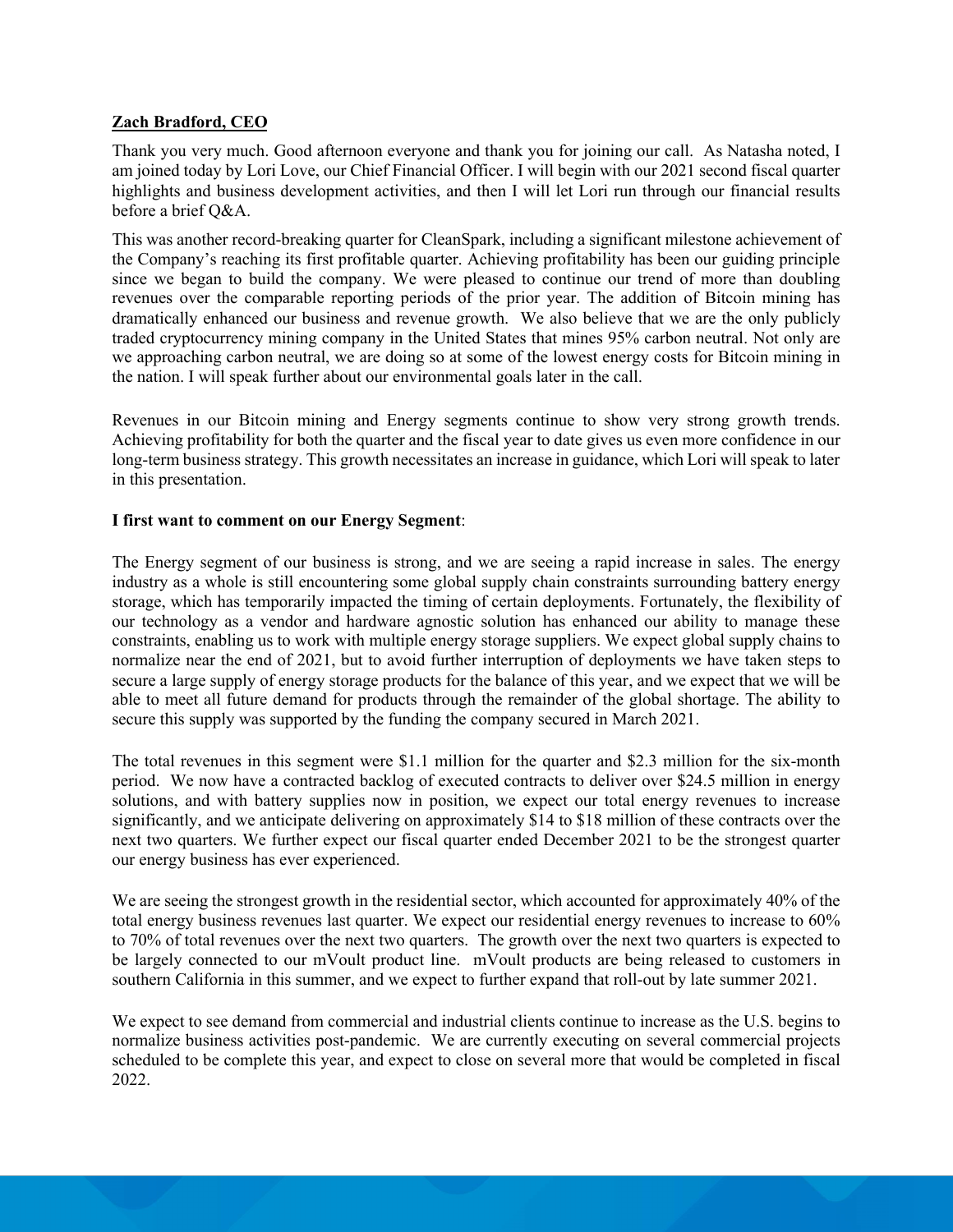**Zach Bradford, CEO**

Thank you very much. Good afternoon everyone and thank you for joining our call. As Natasha noted, I am joined today by Lori Love, our Chief Financial Officer. I will begin with our 2021 second fiscal quarter highlights and business development activities, and then I will let Lori run through our financial results before a brief Q&A.

This was another record-breaking quarter for CleanSpark, including a significant milestone achievement of the Company's reaching its first profitable quarter. Achieving profitability has been our guiding principle since we began to build the company. We were pleased to continue our trend of more than doubling revenues over the comparable reporting periods of the prior year. The addition of Bitcoin mining has dramatically enhanced our business and revenue growth. We also believe that we are the only publicly traded cryptocurrency mining company in the United States that mines 95% carbon neutral. Not only are we approaching carbon neutral, we are doing so at some of the lowest energy costs for Bitcoin mining in the nation. I will speak further about our environmental goals later in the call.

Revenues in our Bitcoin mining and Energy segments continue to show very strong growth trends. Achieving profitability for both the quarter and the fiscal year to date gives us even more confidence in our long-term business strategy. This growth necessitates an increase in guidance, which Lori will speak to later in this presentation.

**I first want to comment on our Energy Segment**:

The Energy segment of our business is strong, and we are seeing a rapid increase in sales. The energy industry as a whole is still encountering some global supply chain constraints surrounding battery energy storage, which has temporarily impacted the timing of certain deployments. Fortunately, the flexibility of our technology as a vendor and hardware agnostic solution has enhanced our ability to manage these constraints, enabling us to work with multiple energy storage suppliers. We expect global supply chains to normalize near the end of 2021, but to avoid further interruption of deployments we have taken steps to secure a large supply of energy storage products for the balance of this year, and we expect that we will be able to meet all future demand for products through the remainder of the global shortage. The ability to secure this supply was supported by the funding the company secured in March 2021.

The total revenues in this segment were $1.1 million for the quarter and $2.3 million for the six-month period. We now have a contracted backlog of executed contracts to deliver over $24.5 million in energy solutions, and with battery supplies now in position, we expect our total energy revenues to increase significantly, and we anticipate delivering on approximately $14 to $18 million of these contracts over the next two quarters. We further expect our fiscal quarter ended December 2021 to be the strongest quarter our energy business has ever experienced.

We are seeing the strongest growth in the residential sector, which accounted for approximately 40% of the total energy business revenues last quarter. We expect our residential energy revenues to increase to 60% to 70% of total revenues over the next two quarters. The growth over the next two quarters is expected to be largely connected to our mVoult product line. mVoult products are being released to customers in southern California in this summer, and we expect to further expand that roll-out by late summer 2021.

We expect to see demand from commercial and industrial clients continue to increase as the U.S. begins to normalize business activities post-pandemic. We are currently executing on several commercial projects scheduled to be complete this year, and expect to close on several more that would be completed in fiscal 2022.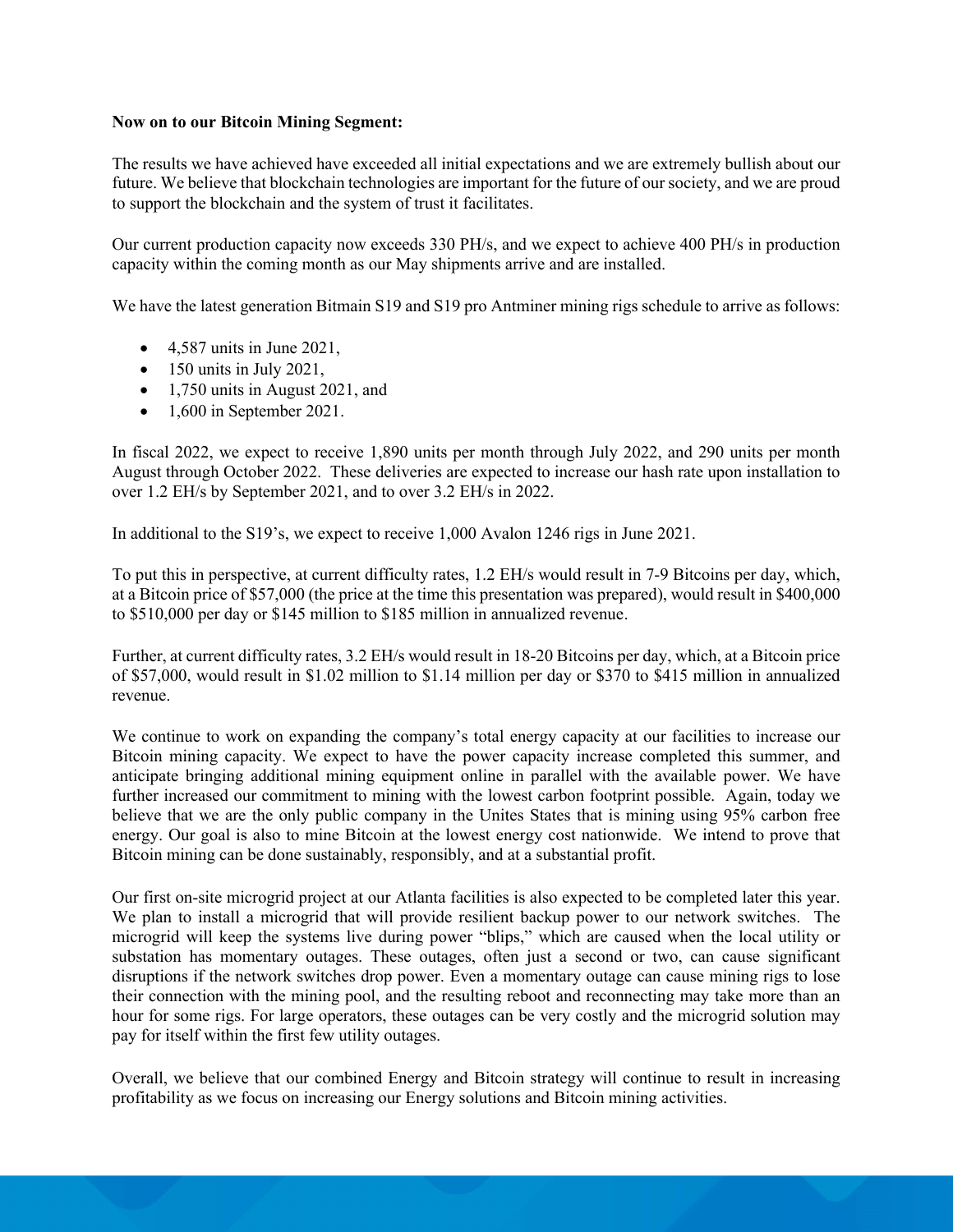**Now on to our Bitcoin Mining Segment:**

The results we have achieved have exceeded all initial expectations and we are extremely bullish about our future. We believe that blockchain technologies are important for the future of our society, and we are proud to support the blockchain and the system of trust it facilitates.

Our current production capacity now exceeds 330 PH/s, and we expect to achieve 400 PH/s in production capacity within the coming month as our May shipments arrive and are installed.

We have the latest generation Bitmain S19 and S19 pro Antminer mining rigs schedule to arrive as follows:

- 4,587 units in June 2021,
- 150 units in July 2021,
- 1,750 units in August 2021, and
- 1,600 in September 2021.

In fiscal 2022, we expect to receive 1,890 units per month through July 2022, and 290 units per month August through October 2022. These deliveries are expected to increase our hash rate upon installation to over 1.2 EH/s by September 2021, and to over 3.2 EH/s in 2022.

In additional to the S19's, we expect to receive 1,000 Avalon 1246 rigs in June 2021.

To put this in perspective, at current difficulty rates, 1.2 EH/s would result in 7-9 Bitcoins per day, which, at a Bitcoin price of $57,000 (the price at the time this presentation was prepared), would result in $400,000 to $510,000 per day or $145 million to $185 million in annualized revenue.

Further, at current difficulty rates, 3.2 EH/s would result in 18-20 Bitcoins per day, which, at a Bitcoin price of $57,000, would result in $1.02 million to $1.14 million per day or $370 to $415 million in annualized revenue.

We continue to work on expanding the company's total energy capacity at our facilities to increase our Bitcoin mining capacity. We expect to have the power capacity increase completed this summer, and anticipate bringing additional mining equipment online in parallel with the available power. We have further increased our commitment to mining with the lowest carbon footprint possible. Again, today we believe that we are the only public company in the Unites States that is mining using 95% carbon free energy. Our goal is also to mine Bitcoin at the lowest energy cost nationwide. We intend to prove that Bitcoin mining can be done sustainably, responsibly, and at a substantial profit.

Our first on-site microgrid project at our Atlanta facilities is also expected to be completed later this year. We plan to install a microgrid that will provide resilient backup power to our network switches. The microgrid will keep the systems live during power "blips," which are caused when the local utility or substation has momentary outages. These outages, often just a second or two, can cause significant disruptions if the network switches drop power. Even a momentary outage can cause mining rigs to lose their connection with the mining pool, and the resulting reboot and reconnecting may take more than an hour for some rigs. For large operators, these outages can be very costly and the microgrid solution may pay for itself within the first few utility outages.

Overall, we believe that our combined Energy and Bitcoin strategy will continue to result in increasing profitability as we focus on increasing our Energy solutions and Bitcoin mining activities.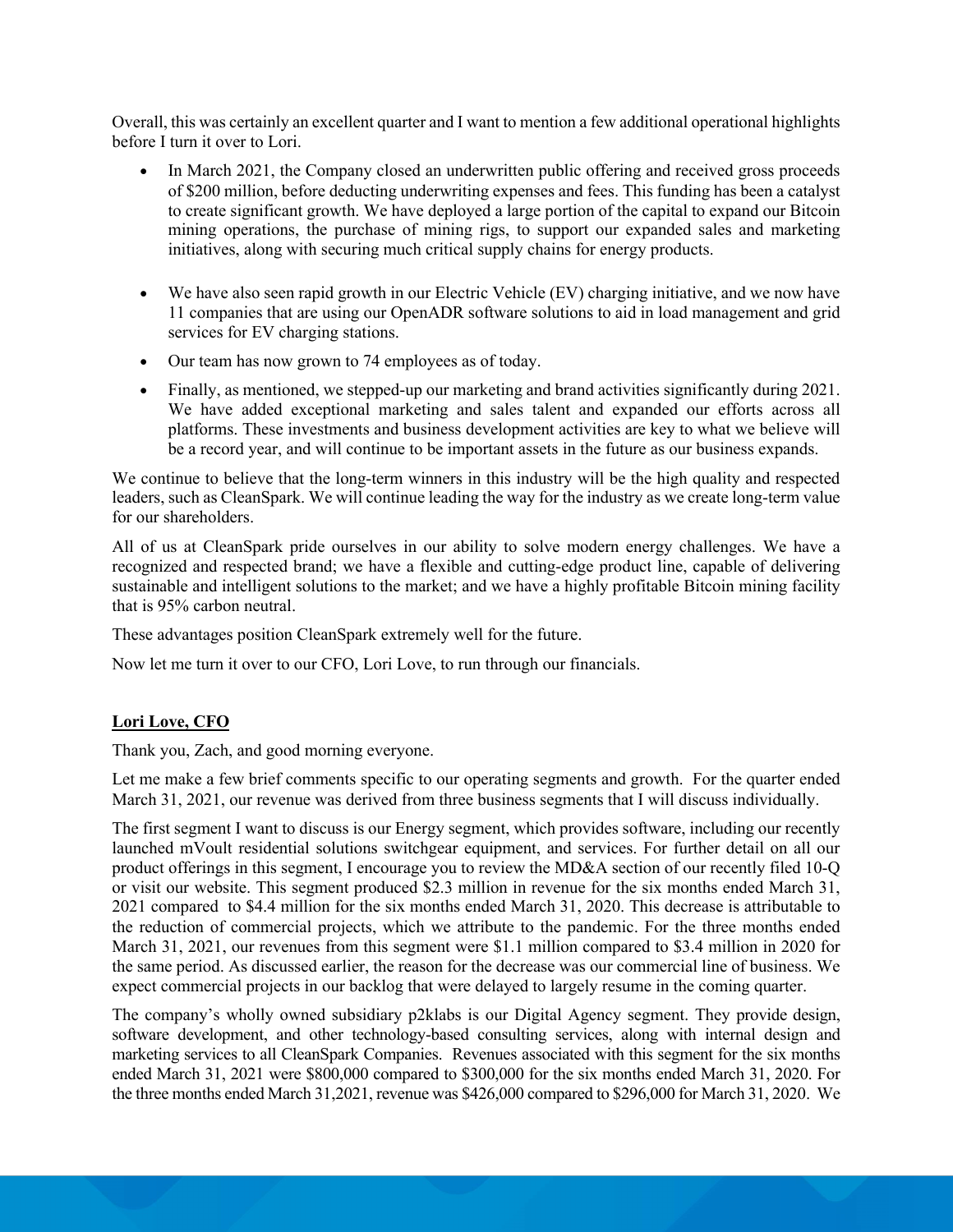Overall, this was certainly an excellent quarter and I want to mention a few additional operational highlights before I turn it over to Lori.

- In March 2021, the Company closed an underwritten public offering and received gross proceeds of $200 million, before deducting underwriting expenses and fees. This funding has been a catalyst to create significant growth. We have deployed a large portion of the capital to expand our Bitcoin mining operations, the purchase of mining rigs, to support our expanded sales and marketing initiatives, along with securing much critical supply chains for energy products.

- We have also seen rapid growth in our Electric Vehicle (EV) charging initiative, and we now have 11 companies that are using our OpenADR software solutions to aid in load management and grid services for EV charging stations.
- Our team has now grown to 74 employees as of today.
- Finally, as mentioned, we stepped-up our marketing and brand activities significantly during 2021. We have added exceptional marketing and sales talent and expanded our efforts across all platforms. These investments and business development activities are key to what we believe will be a record year, and will continue to be important assets in the future as our business expands.

We continue to believe that the long-term winners in this industry will be the high quality and respected leaders, such as CleanSpark. We will continue leading the way for the industry as we create long-term value for our shareholders.

All of us at CleanSpark pride ourselves in our ability to solve modern energy challenges. We have a recognized and respected brand; we have a flexible and cutting-edge product line, capable of delivering sustainable and intelligent solutions to the market; and we have a highly profitable Bitcoin mining facility that is 95% carbon neutral.

These advantages position CleanSpark extremely well for the future.

Now let me turn it over to our CFO, Lori Love, to run through our financials.

**Lori Love, CFO**

Thank you, Zach, and good morning everyone.

Let me make a few brief comments specific to our operating segments and growth. For the quarter ended March 31, 2021, our revenue was derived from three business segments that I will discuss individually.

The first segment I want to discuss is our Energy segment, which provides software, including our recently launched mVoult residential solutions switchgear equipment, and services. For further detail on all our product offerings in this segment, I encourage you to review the MD&A section of our recently filed 10-Q or visit our website. This segment produced $2.3 million in revenue for the six months ended March 31, 2021 compared to $4.4 million for the six months ended March 31, 2020. This decrease is attributable to the reduction of commercial projects, which we attribute to the pandemic. For the three months ended March 31, 2021, our revenues from this segment were $1.1 million compared to $3.4 million in 2020 for the same period. As discussed earlier, the reason for the decrease was our commercial line of business. We expect commercial projects in our backlog that were delayed to largely resume in the coming quarter.

The company's wholly owned subsidiary p2klabs is our Digital Agency segment. They provide design, software development, and other technology-based consulting services, along with internal design and marketing services to all CleanSpark Companies. Revenues associated with this segment for the six months ended March 31, 2021 were $800,000 compared to $300,000 for the six months ended March 31, 2020. For the three months ended March 31,2021, revenue was $426,000 compared to $296,000 for March 31, 2020. We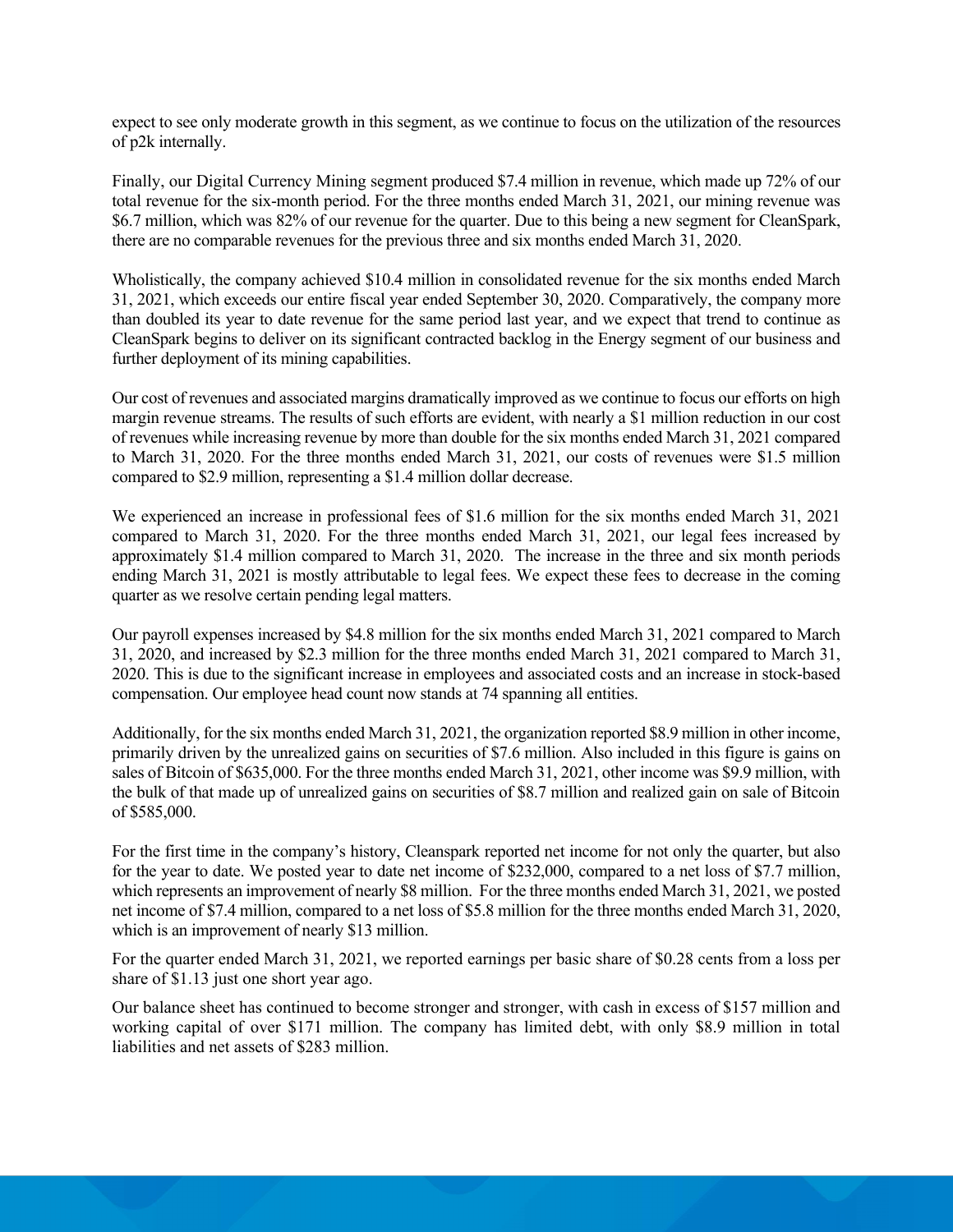expect to see only moderate growth in this segment, as we continue to focus on the utilization of the resources of p2k internally.

Finally, our Digital Currency Mining segment produced $7.4 million in revenue, which made up 72% of our total revenue for the six-month period. For the three months ended March 31, 2021, our mining revenue was $6.7 million, which was 82% of our revenue for the quarter. Due to this being a new segment for CleanSpark, there are no comparable revenues for the previous three and six months ended March 31, 2020.

Wholistically, the company achieved $10.4 million in consolidated revenue for the six months ended March 31, 2021, which exceeds our entire fiscal year ended September 30, 2020. Comparatively, the company more than doubled its year to date revenue for the same period last year, and we expect that trend to continue as CleanSpark begins to deliver on its significant contracted backlog in the Energy segment of our business and further deployment of its mining capabilities.

Our cost of revenues and associated margins dramatically improved as we continue to focus our efforts on high margin revenue streams. The results of such efforts are evident, with nearly a $1 million reduction in our cost of revenues while increasing revenue by more than double for the six months ended March 31, 2021 compared to March 31, 2020. For the three months ended March 31, 2021, our costs of revenues were $1.5 million compared to $2.9 million, representing a $1.4 million dollar decrease.

We experienced an increase in professional fees of $1.6 million for the six months ended March 31, 2021 compared to March 31, 2020. For the three months ended March 31, 2021, our legal fees increased by approximately $1.4 million compared to March 31, 2020. The increase in the three and six month periods ending March 31, 2021 is mostly attributable to legal fees. We expect these fees to decrease in the coming quarter as we resolve certain pending legal matters.

Our payroll expenses increased by $4.8 million for the six months ended March 31, 2021 compared to March 31, 2020, and increased by $2.3 million for the three months ended March 31, 2021 compared to March 31, 2020. This is due to the significant increase in employees and associated costs and an increase in stock-based compensation. Our employee head count now stands at 74 spanning all entities.

Additionally, for the six months ended March 31, 2021, the organization reported $8.9 million in other income, primarily driven by the unrealized gains on securities of $7.6 million. Also included in this figure is gains on sales of Bitcoin of $635,000. For the three months ended March 31, 2021, other income was $9.9 million, with the bulk of that made up of unrealized gains on securities of $8.7 million and realized gain on sale of Bitcoin of $585,000.

For the first time in the company's history, Cleanspark reported net income for not only the quarter, but also for the year to date. We posted year to date net income of $232,000, compared to a net loss of $7.7 million, which represents an improvement of nearly $8 million. For the three months ended March 31, 2021, we posted net income of $7.4 million, compared to a net loss of $5.8 million for the three months ended March 31, 2020, which is an improvement of nearly $13 million.

For the quarter ended March 31, 2021, we reported earnings per basic share of $0.28 cents from a loss per share of $1.13 just one short year ago.

Our balance sheet has continued to become stronger and stronger, with cash in excess of $157 million and working capital of over $171 million. The company has limited debt, with only $8.9 million in total liabilities and net assets of $283 million.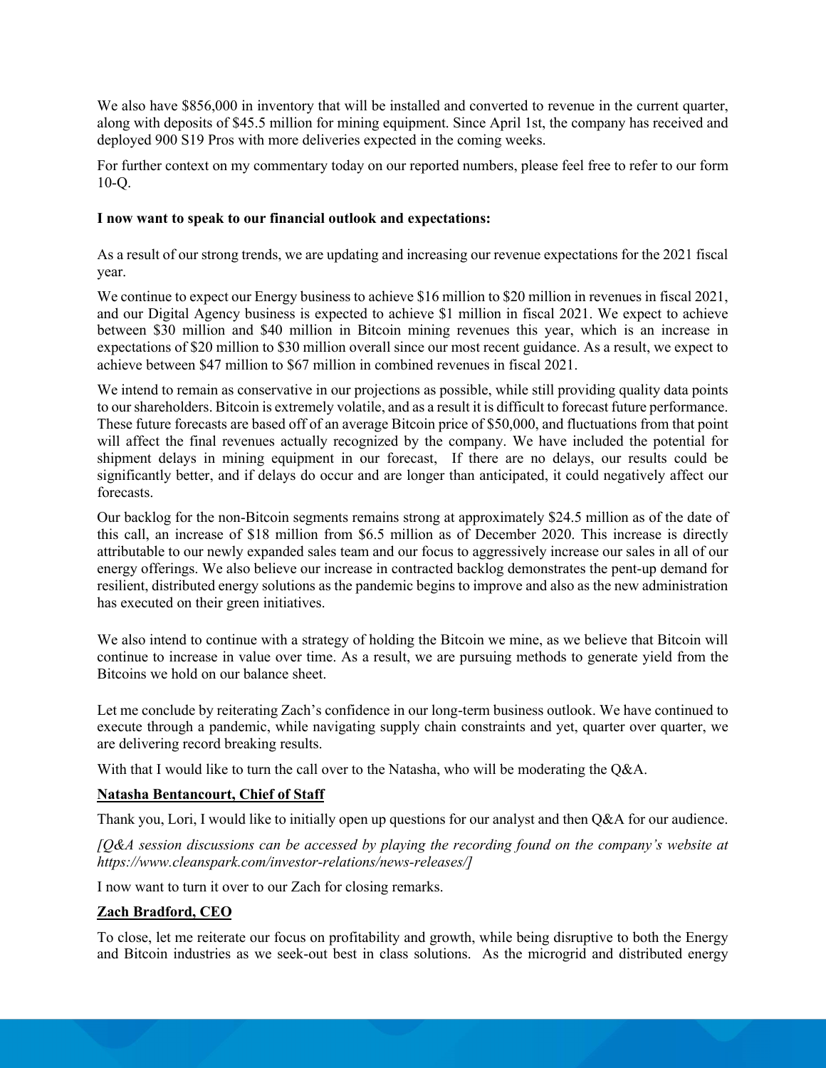We also have $856,000 in inventory that will be installed and converted to revenue in the current quarter, along with deposits of $45.5 million for mining equipment. Since April 1st, the company has received and deployed 900 S19 Pros with more deliveries expected in the coming weeks.

For further context on my commentary today on our reported numbers, please feel free to refer to our form 10-Q.

**I now want to speak to our financial outlook and expectations:**

As a result of our strong trends, we are updating and increasing our revenue expectations for the 2021 fiscal year.

We continue to expect our Energy business to achieve $16 million to $20 million in revenues in fiscal 2021, and our Digital Agency business is expected to achieve $1 million in fiscal 2021. We expect to achieve between $30 million and $40 million in Bitcoin mining revenues this year, which is an increase in expectations of $20 million to $30 million overall since our most recent guidance. As a result, we expect to achieve between $47 million to $67 million in combined revenues in fiscal 2021.

We intend to remain as conservative in our projections as possible, while still providing quality data points to our shareholders. Bitcoin is extremely volatile, and as a result it is difficult to forecast future performance. These future forecasts are based off of an average Bitcoin price of $50,000, and fluctuations from that point will affect the final revenues actually recognized by the company. We have included the potential for shipment delays in mining equipment in our forecast, If there are no delays, our results could be significantly better, and if delays do occur and are longer than anticipated, it could negatively affect our forecasts.

Our backlog for the non-Bitcoin segments remains strong at approximately $24.5 million as of the date of this call, an increase of $18 million from $6.5 million as of December 2020. This increase is directly attributable to our newly expanded sales team and our focus to aggressively increase our sales in all of our energy offerings. We also believe our increase in contracted backlog demonstrates the pent-up demand for resilient, distributed energy solutions as the pandemic begins to improve and also as the new administration has executed on their green initiatives.

We also intend to continue with a strategy of holding the Bitcoin we mine, as we believe that Bitcoin will continue to increase in value over time. As a result, we are pursuing methods to generate yield from the Bitcoins we hold on our balance sheet.

Let me conclude by reiterating Zach's confidence in our long-term business outlook. We have continued to execute through a pandemic, while navigating supply chain constraints and yet, quarter over quarter, we are delivering record breaking results.

With that I would like to turn the call over to the Natasha, who will be moderating the Q&A.

**Natasha Bentancourt, Chief of Staff**

Thank you, Lori, I would like to initially open up questions for our analyst and then Q&A for our audience.

*[Q&A session discussions can be accessed by playing the recording found on the company's website at https://www.cleanspark.com/investor-relations/news-releases/]*

I now want to turn it over to our Zach for closing remarks.

**Zach Bradford, CEO**

To close, let me reiterate our focus on profitability and growth, while being disruptive to both the Energy and Bitcoin industries as we seek-out best in class solutions. As the microgrid and distributed energy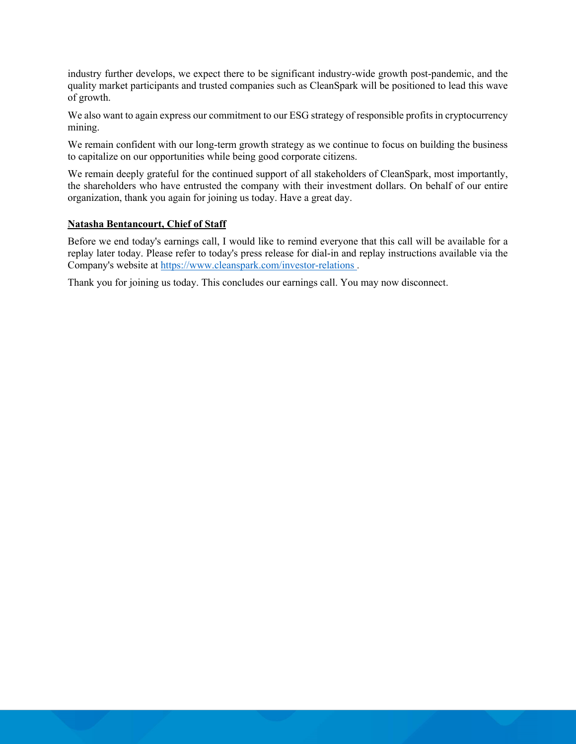industry further develops, we expect there to be significant industry-wide growth post-pandemic, and the quality market participants and trusted companies such as CleanSpark will be positioned to lead this wave of growth.

We also want to again express our commitment to our ESG strategy of responsible profits in cryptocurrency mining.

We remain confident with our long-term growth strategy as we continue to focus on building the business to capitalize on our opportunities while being good corporate citizens.

We remain deeply grateful for the continued support of all stakeholders of CleanSpark, most importantly, the shareholders who have entrusted the company with their investment dollars. On behalf of our entire organization, thank you again for joining us today. Have a great day.

**Natasha Bentancourt, Chief of Staff**

Before we end today's earnings call, I would like to remind everyone that this call will be available for a replay later today. Please refer to today's press release for dial-in and replay instructions available via the Company's website at [https://www.cleanspark.com/investor-relations](https://www.cleanspark.com/investor-relations) .

Thank you for joining us today. This concludes our earnings call. You may now disconnect.